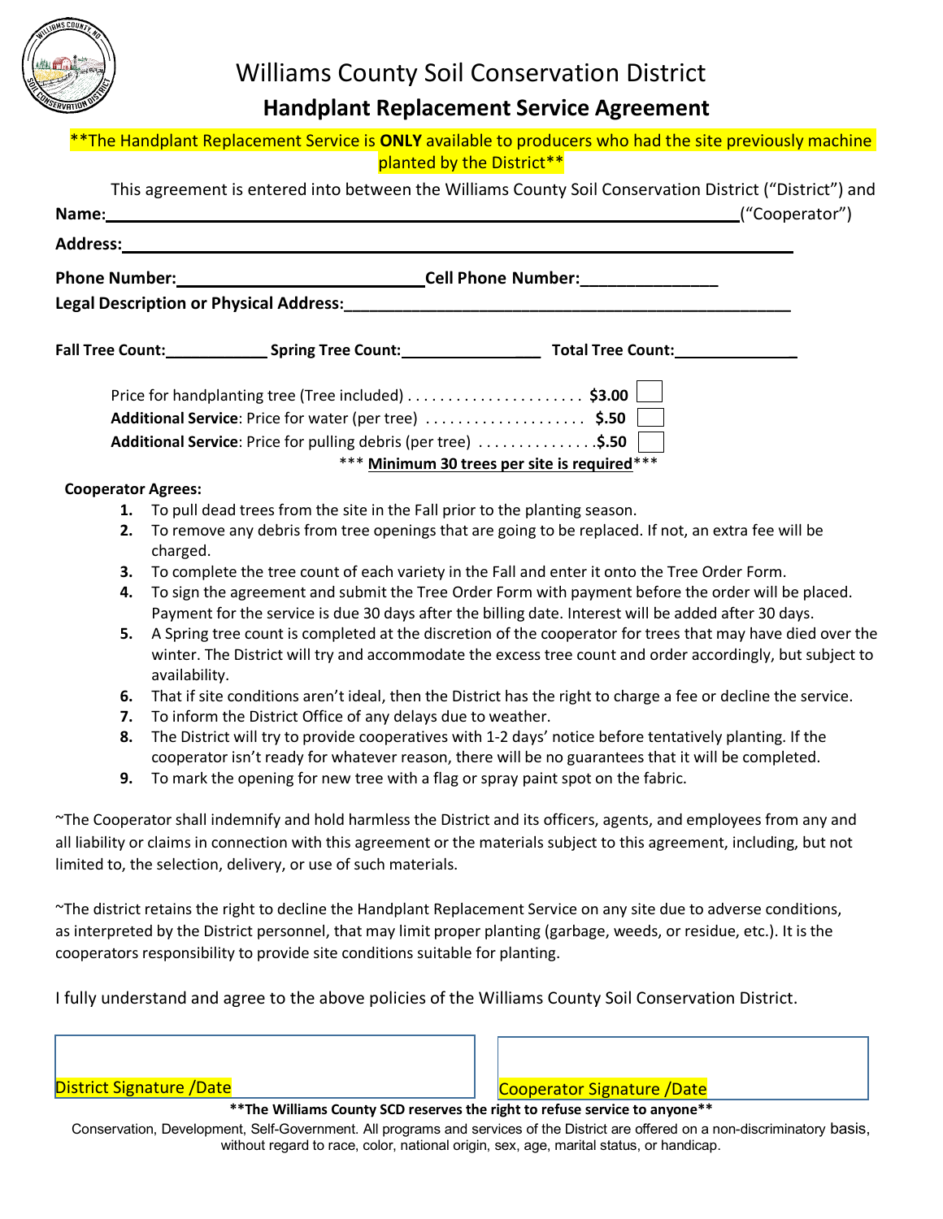# Williams County Soil Conservation District

## Handplant Replacement Service Agreement

**The Handplant Replacement Service is **ONLY** available to producers who had the site previously machine planted by the District**

This agreement is entered into between the Williams County Soil Conservation District ("District") and

**Name:**\_\_\_\_\_\_\_\_\_\_\_\_\_\_\_\_\_\_\_\_\_\_\_\_\_\_\_\_\_\_\_\_\_\_\_\_\_\_\_\_\_\_\_\_\_\_\_\_\_\_\_\_\_\_\_\_("Cooperator")

**Address:**\_\_\_\_\_\_\_\_\_\_\_\_\_\_\_\_\_\_\_\_\_\_\_\_\_\_\_\_\_\_\_\_\_\_\_\_\_\_\_\_\_\_\_\_\_\_\_\_\_\_\_\_\_\_\_\_

**Phone Number:**\_\_\_\_\_\_\_\_\_\_\_\_\_\_\_\_\_\_\_\_\_\_ **Cell Phone Number:**\_\_\_\_\_\_\_\_\_\_\_\_\_\_\_

**Legal Description or Physical Address:**\_\_\_\_\_\_\_\_\_\_\_\_\_\_\_\_\_\_\_\_\_\_\_\_\_\_\_\_\_\_\_\_\_\_\_\_\_\_\_\_

**Fall Tree Count:**\_\_\_\_\_\_\_\_\_\_ **Spring Tree Count:**\_\_\_\_\_\_\_\_\_\_\_\_\_\_ **Total Tree Count:**\_\_\_\_\_\_\_\_\_\_\_\_

Price for handplanting tree (Tree included) . . . . . . . . . . . . . . . . . . . . . . **$3.00** ☐

**Additional Service**: Price for water (per tree) . . . . . . . . . . . . . . . . . . . . **$.50** ☐

**Additional Service**: Price for pulling debris (per tree) . . . . . . . . . . . . . . .**$.50** ☐

\*\*\* **Minimum 30 trees per site is required**\*\*\*

**Cooperator Agrees:**

1. To pull dead trees from the site in the Fall prior to the planting season.
2. To remove any debris from tree openings that are going to be replaced. If not, an extra fee will be charged.
3. To complete the tree count of each variety in the Fall and enter it onto the Tree Order Form.
4. To sign the agreement and submit the Tree Order Form with payment before the order will be placed. Payment for the service is due 30 days after the billing date. Interest will be added after 30 days.
5. A Spring tree count is completed at the discretion of the cooperator for trees that may have died over the winter. The District will try and accommodate the excess tree count and order accordingly, but subject to availability.
6. That if site conditions aren't ideal, then the District has the right to charge a fee or decline the service.
7. To inform the District Office of any delays due to weather.
8. The District will try to provide cooperatives with 1-2 days' notice before tentatively planting. If the cooperator isn't ready for whatever reason, there will be no guarantees that it will be completed.
9. To mark the opening for new tree with a flag or spray paint spot on the fabric.

~The Cooperator shall indemnify and hold harmless the District and its officers, agents, and employees from any and all liability or claims in connection with this agreement or the materials subject to this agreement, including, but not limited to, the selection, delivery, or use of such materials.

~The district retains the right to decline the Handplant Replacement Service on any site due to adverse conditions, as interpreted by the District personnel, that may limit proper planting (garbage, weeds, or residue, etc.). It is the cooperators responsibility to provide site conditions suitable for planting.

I fully understand and agree to the above policies of the Williams County Soil Conservation District.

| District Signature /Date | Cooperator Signature /Date |
|---|---|
| | |

**\*\*The Williams County SCD reserves the right to refuse service to anyone\*\***

Conservation, Development, Self-Government. All programs and services of the District are offered on a non-discriminatory basis, without regard to race, color, national origin, sex, age, marital status, or handicap.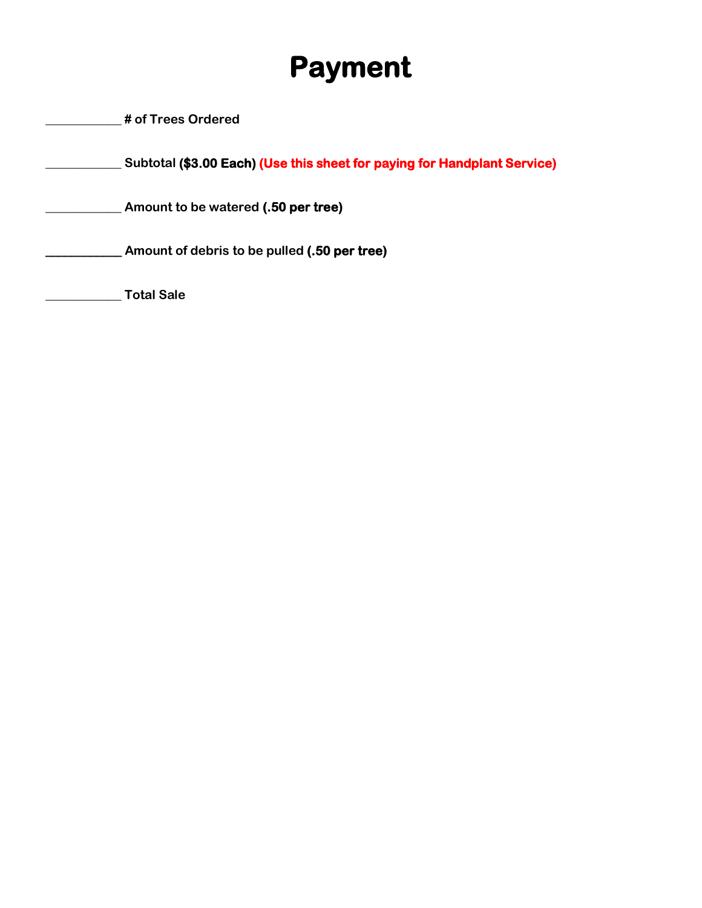# Payment

____________ **# of Trees Ordered**

____________ **Subtotal ($3.00 Each) (Use this sheet for paying for Handplant Service)**

____________ **Amount to be watered (.50 per tree)**

____________ **Amount of debris to be pulled (.50 per tree)**

____________ **Total Sale**